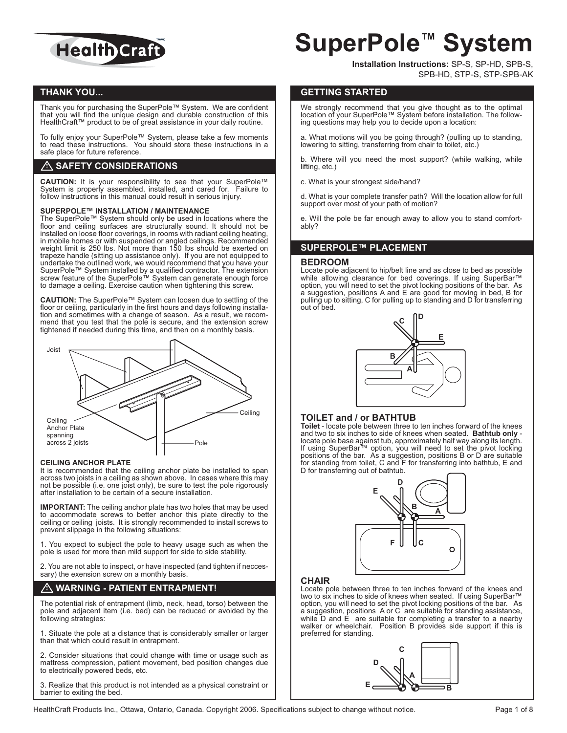# SuperPole™ System

**Installation Instructions:** SP-S, SP-HD, SPB-S, SPB-HD, STP-S, STP-SPB-AK

## THANK YOU...

Thank you for purchasing the SuperPole™ System. We are confident that you will find the unique design and durable construction of this HealthCraft™ product to be of great assistance in your daily routine.

To fully enjoy your SuperPole™ System, please take a few moments to read these instructions. You should store these instructions in a safe place for future reference.

## ⚠ SAFETY CONSIDERATIONS

**CAUTION:** It is your responsibility to see that your SuperPole™ System is properly assembled, installed, and cared for. Failure to follow instructions in this manual could result in serious injury.

**SUPERPOLE™ INSTALLATION / MAINTENANCE**
The SuperPole™ System should only be used in locations where the floor and ceiling surfaces are structurally sound. It should not be installed on loose floor coverings, in rooms with radiant ceiling heating, in mobile homes or with suspended or angled ceilings. Recommended weight limit is 250 lbs. Not more than 150 lbs should be exerted on trapeze handle (sitting up assistance only). If you are not equipped to undertake the outlined work, we would recommend that you have your SuperPole™ System installed by a qualified contractor. The extension screw feature of the SuperPole™ System can generate enough force to damage a ceiling. Exercise caution when tightening this screw.

**CAUTION:** The SuperPole™ System can loosen due to settling of the floor or ceiling, particularly in the first hours and days following installation and sometimes with a change of season. As a result, we recommend that you test that the pole is secure, and the extension screw tightened if needed during this time, and then on a monthly basis.

Joist

Ceiling

Ceiling Anchor Plate spanning across 2 joists

Pole

**CEILING ANCHOR PLATE**
It is recommended that the ceiling anchor plate be installed to span across two joists in a ceiling as shown above. In cases where this may not be possible (i.e. one joist only), be sure to test the pole rigorously after installation to be certain of a secure installation.

**IMPORTANT:** The ceiling anchor plate has two holes that may be used to accommodate screws to better anchor this plate directly to the ceiling or ceiling joists. It is strongly recommended to install screws to prevent slippage in the following situations:

1. You expect to subject the pole to heavy usage such as when the pole is used for more than mild support for side to side stability.

2. You are not able to inspect, or have inspected (and tighten if necessary) the exension screw on a monthly basis.

## ⚠ WARNING - PATIENT ENTRAPMENT!

The potential risk of entrapment (limb, neck, head, torso) between the pole and adjacent item (i.e. bed) can be reduced or avoided by the following strategies:

1. Situate the pole at a distance that is considerably smaller or larger than that which could result in entrapment.

2. Consider situations that could change with time or usage such as mattress compression, patient movement, bed position changes due to electrically powered beds, etc.

3. Realize that this product is not intended as a physical constraint or barrier to exiting the bed.

## GETTING STARTED

We strongly recommend that you give thought as to the optimal location of your SuperPole™ System before installation. The following questions may help you to decide upon a location:

a. What motions will you be going through? (pulling up to standing, lowering to sitting, transferring from chair to toilet, etc.)

b. Where will you need the most support? (while walking, while lifting, etc.)

c. What is your strongest side/hand?

d. What is your complete transfer path? Will the location allow for full support over most of your path of motion?

e. Will the pole be far enough away to allow you to stand comfortably?

## SUPERPOLE™ PLACEMENT

### BEDROOM

Locate pole adjacent to hip/belt line and as close to bed as possible while allowing clearance for bed coverings. If using SuperBar™ option, you will need to set the pivot locking positions of the bar. As a suggestion, positions A and E are good for moving in bed, B for pulling up to sitting, C for pulling up to standing and D for transferring out of bed.

### TOILET and / or BATHTUB

**Toilet** - locate pole between three to ten inches forward of the knees and two to six inches to side of knees when seated. **Bathtub only** - locate pole base against tub, approximately half way along its length. If using SuperBar™ option, you will need to set the pivot locking positions of the bar. As a suggestion, positions B or D are suitable for standing from toilet, C and F for transferring into bathtub, E and D for transferring out of bathtub.

### CHAIR

Locate pole between three to ten inches forward of the knees and two to six inches to side of knees when seated. If using SuperBar™ option, you will need to set the pivot locking positions of the bar. As a suggestion, positions A or C are suitable for standing assistance, while D and E are suitable for completing a transfer to a nearby walker or wheelchair. Position B provides side support if this is preferred for standing.

HealthCraft Products Inc., Ottawa, Ontario, Canada. Copyright 2006. Specifications subject to change without notice.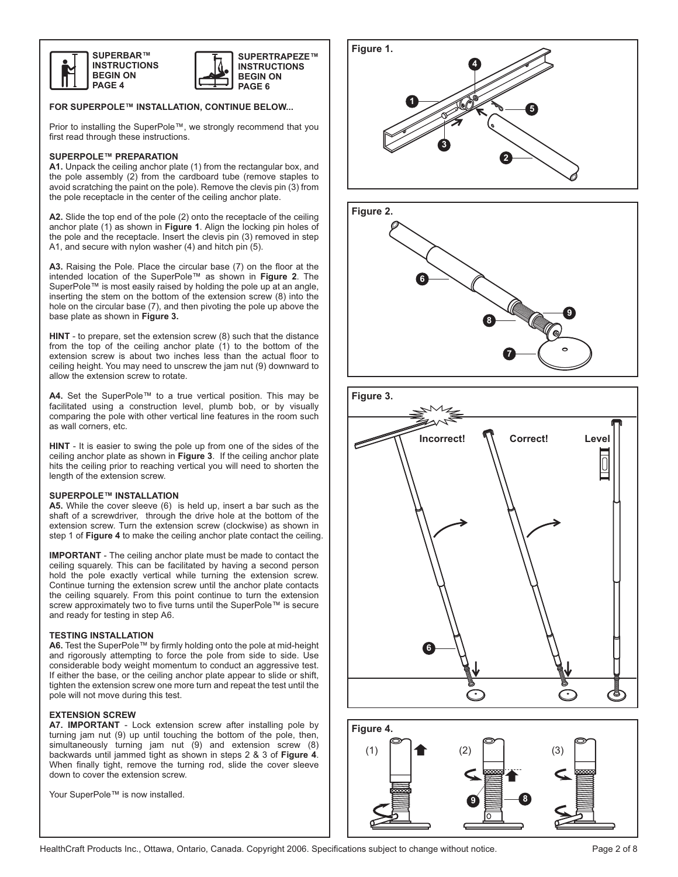**SUPERBAR™ INSTRUCTIONS BEGIN ON PAGE 4**

**SUPERTRAPEZE™ INSTRUCTIONS BEGIN ON PAGE 6**

**FOR SUPERPOLE™ INSTALLATION, CONTINUE BELOW...**

Prior to installing the SuperPole™, we strongly recommend that you first read through these instructions.

### SUPERPOLE™ PREPARATION

**A1.** Unpack the ceiling anchor plate (1) from the rectangular box, and the pole assembly (2) from the cardboard tube (remove staples to avoid scratching the paint on the pole). Remove the clevis pin (3) from the pole receptacle in the center of the ceiling anchor plate.

**A2.** Slide the top end of the pole (2) onto the receptacle of the ceiling anchor plate (1) as shown in **Figure 1**. Align the locking pin holes of the pole and the receptacle. Insert the clevis pin (3) removed in step A1, and secure with nylon washer (4) and hitch pin (5).

**A3.** Raising the Pole. Place the circular base (7) on the floor at the intended location of the SuperPole™ as shown in **Figure 2**. The SuperPole™ is most easily raised by holding the pole up at an angle, inserting the stem on the bottom of the extension screw (8) into the hole on the circular base (7), and then pivoting the pole up above the base plate as shown in **Figure 3.**

**HINT** - to prepare, set the extension screw (8) such that the distance from the top of the ceiling anchor plate (1) to the bottom of the extension screw is about two inches less than the actual floor to ceiling height. You may need to unscrew the jam nut (9) downward to allow the extension screw to rotate.

**A4.** Set the SuperPole™ to a true vertical position. This may be facilitated using a construction level, plumb bob, or by visually comparing the pole with other vertical line features in the room such as wall corners, etc.

**HINT** - It is easier to swing the pole up from one of the sides of the ceiling anchor plate as shown in **Figure 3**. If the ceiling anchor plate hits the ceiling prior to reaching vertical you will need to shorten the length of the extension screw.

### SUPERPOLE™ INSTALLATION

**A5.** While the cover sleeve (6) is held up, insert a bar such as the shaft of a screwdriver, through the drive hole at the bottom of the extension screw. Turn the extension screw (clockwise) as shown in step 1 of **Figure 4** to make the ceiling anchor plate contact the ceiling.

**IMPORTANT** - The ceiling anchor plate must be made to contact the ceiling squarely. This can be facilitated by having a second person hold the pole exactly vertical while turning the extension screw. Continue turning the extension screw until the anchor plate contacts the ceiling squarely. From this point continue to turn the extension screw approximately two to five turns until the SuperPole™ is secure and ready for testing in step A6.

### TESTING INSTALLATION

**A6.** Test the SuperPole™ by firmly holding onto the pole at mid-height and rigorously attempting to force the pole from side to side. Use considerable body weight momentum to conduct an aggressive test. If either the base, or the ceiling anchor plate appear to slide or shift, tighten the extension screw one more turn and repeat the test until the pole will not move during this test.

### EXTENSION SCREW

**A7. IMPORTANT** - Lock extension screw after installing pole by turning jam nut (9) up until touching the bottom of the pole, then, simultaneously turning jam nut (9) and extension screw (8) backwards until jammed tight as shown in steps 2 & 3 of **Figure 4**. When finally tight, remove the turning rod, slide the cover sleeve down to cover the extension screw.

Your SuperPole™ is now installed.

Figure 1.

Figure 2.

Figure 3.

Incorrect! Correct! Level

Figure 4.

(1) (2) (3)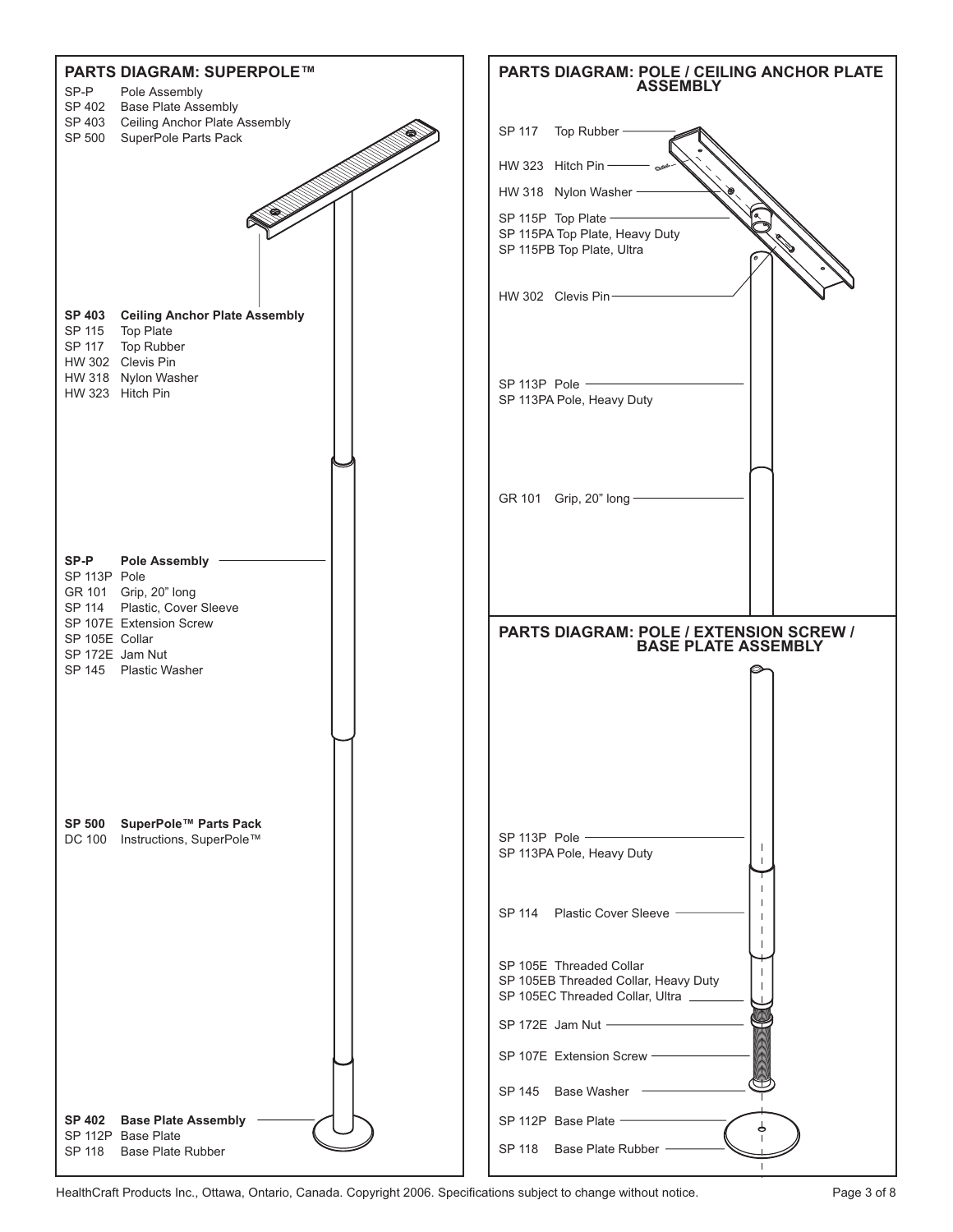## PARTS DIAGRAM: SUPERPOLE™

SP-P Pole Assembly
SP 402 Base Plate Assembly
SP 403 Ceiling Anchor Plate Assembly
SP 500 SuperPole Parts Pack

**SP 403 Ceiling Anchor Plate Assembly**
SP 115 Top Plate
SP 117 Top Rubber
HW 302 Clevis Pin
HW 318 Nylon Washer
HW 323 Hitch Pin

**SP-P Pole Assembly**
SP 113P Pole
GR 101 Grip, 20" long
SP 114 Plastic, Cover Sleeve
SP 107E Extension Screw
SP 105E Collar
SP 172E Jam Nut
SP 145 Plastic Washer

**SP 500 SuperPole™ Parts Pack**
DC 100 Instructions, SuperPole™

**SP 402 Base Plate Assembly**
SP 112P Base Plate
SP 118 Base Plate Rubber

## PARTS DIAGRAM: POLE / CEILING ANCHOR PLATE ASSEMBLY

SP 117 Top Rubber
HW 323 Hitch Pin
HW 318 Nylon Washer
SP 115P Top Plate
SP 115PA Top Plate, Heavy Duty
SP 115PB Top Plate, Ultra
HW 302 Clevis Pin
SP 113P Pole
SP 113PA Pole, Heavy Duty
GR 101 Grip, 20" long

## PARTS DIAGRAM: POLE / EXTENSION SCREW / BASE PLATE ASSEMBLY

SP 113P Pole
SP 113PA Pole, Heavy Duty
SP 114 Plastic Cover Sleeve
SP 105E Threaded Collar
SP 105EB Threaded Collar, Heavy Duty
SP 105EC Threaded Collar, Ultra
SP 172E Jam Nut
SP 107E Extension Screw
SP 145 Base Washer
SP 112P Base Plate
SP 118 Base Plate Rubber

HealthCraft Products Inc., Ottawa, Ontario, Canada. Copyright 2006. Specifications subject to change without notice.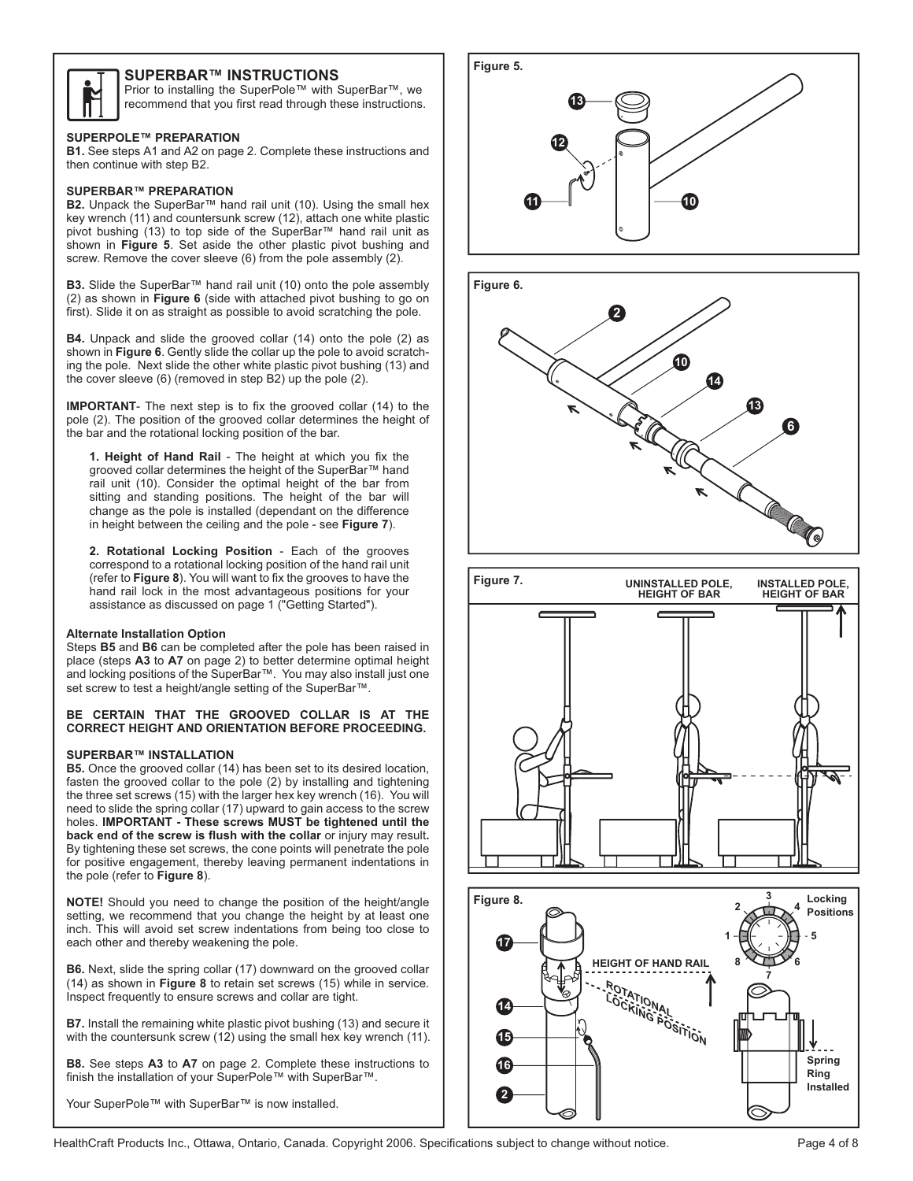## SUPERBAR™ INSTRUCTIONS

Prior to installing the SuperPole™ with SuperBar™, we recommend that you first read through these instructions.

### SUPERPOLE™ PREPARATION

**B1.** See steps A1 and A2 on page 2. Complete these instructions and then continue with step B2.

### SUPERBAR™ PREPARATION

**B2.** Unpack the SuperBar™ hand rail unit (10). Using the small hex key wrench (11) and countersunk screw (12), attach one white plastic pivot bushing (13) to top side of the SuperBar™ hand rail unit as shown in **Figure 5**. Set aside the other plastic pivot bushing and screw. Remove the cover sleeve (6) from the pole assembly (2).

**B3.** Slide the SuperBar™ hand rail unit (10) onto the pole assembly (2) as shown in **Figure 6** (side with attached pivot bushing to go on first). Slide it on as straight as possible to avoid scratching the pole.

**B4.** Unpack and slide the grooved collar (14) onto the pole (2) as shown in **Figure 6**. Gently slide the collar up the pole to avoid scratching the pole. Next slide the other white plastic pivot bushing (13) and the cover sleeve (6) (removed in step B2) up the pole (2).

**IMPORTANT**- The next step is to fix the grooved collar (14) to the pole (2). The position of the grooved collar determines the height of the bar and the rotational locking position of the bar.

1. **Height of Hand Rail** - The height at which you fix the grooved collar determines the height of the SuperBar™ hand rail unit (10). Consider the optimal height of the bar from sitting and standing positions. The height of the bar will change as the pole is installed (dependant on the difference in height between the ceiling and the pole - see **Figure 7**).

2. **Rotational Locking Position** - Each of the grooves correspond to a rotational locking position of the hand rail unit (refer to **Figure 8**). You will want to fix the grooves to have the hand rail lock in the most advantageous positions for your assistance as discussed on page 1 ("Getting Started").

**Alternate Installation Option**

Steps **B5** and **B6** can be completed after the pole has been raised in place (steps **A3** to **A7** on page 2) to better determine optimal height and locking positions of the SuperBar™. You may also install just one set screw to test a height/angle setting of the SuperBar™.

**BE CERTAIN THAT THE GROOVED COLLAR IS AT THE CORRECT HEIGHT AND ORIENTATION BEFORE PROCEEDING.**

### SUPERBAR™ INSTALLATION

**B5.** Once the grooved collar (14) has been set to its desired location, fasten the grooved collar to the pole (2) by installing and tightening the three set screws (15) with the larger hex key wrench (16). You will need to slide the spring collar (17) upward to gain access to the screw holes. **IMPORTANT - These screws MUST be tightened until the back end of the screw is flush with the collar** or injury may result**.** By tightening these set screws, the cone points will penetrate the pole for positive engagement, thereby leaving permanent indentations in the pole (refer to **Figure 8**).

**NOTE!** Should you need to change the position of the height/angle setting, we recommend that you change the height by at least one inch. This will avoid set screw indentations from being too close to each other and thereby weakening the pole.

**B6.** Next, slide the spring collar (17) downward on the grooved collar (14) as shown in **Figure 8** to retain set screws (15) while in service. Inspect frequently to ensure screws and collar are tight.

**B7.** Install the remaining white plastic pivot bushing (13) and secure it with the countersunk screw (12) using the small hex key wrench (11).

**B8.** See steps **A3** to **A7** on page 2. Complete these instructions to finish the installation of your SuperPole™ with SuperBar™.

Your SuperPole™ with SuperBar™ is now installed.

**Figure 5.**

**Figure 6.**

**Figure 7.** UNINSTALLED POLE, HEIGHT OF BAR — INSTALLED POLE, HEIGHT OF BAR

**Figure 8.** HEIGHT OF HAND RAIL — ROTATIONAL LOCKING POSITION — Locking Positions 1–8 — Spring Ring Installed

HealthCraft Products Inc., Ottawa, Ontario, Canada. Copyright 2006. Specifications subject to change without notice.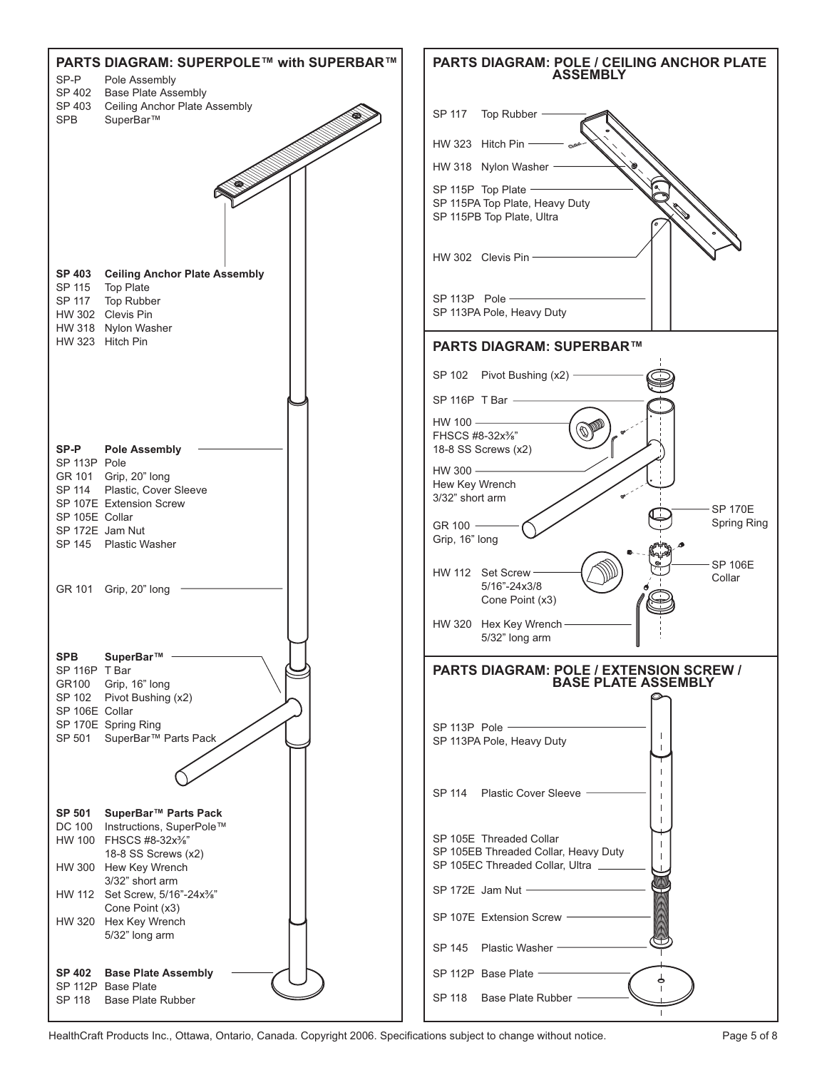## PARTS DIAGRAM: SUPERPOLE™ with SUPERBAR™

SP-P Pole Assembly
SP 402 Base Plate Assembly
SP 403 Ceiling Anchor Plate Assembly
SPB SuperBar™

**SP 403 Ceiling Anchor Plate Assembly**
SP 115 Top Plate
SP 117 Top Rubber
HW 302 Clevis Pin
HW 318 Nylon Washer
HW 323 Hitch Pin

**SP-P Pole Assembly**
SP 113P Pole
GR 101 Grip, 20" long
SP 114 Plastic, Cover Sleeve
SP 107E Extension Screw
SP 105E Collar
SP 172E Jam Nut
SP 145 Plastic Washer

GR 101 Grip, 20" long

**SPB SuperBar™**
SP 116P T Bar
GR100 Grip, 16" long
SP 102 Pivot Bushing (x2)
SP 106E Collar
SP 170E Spring Ring
SP 501 SuperBar™ Parts Pack

**SP 501 SuperBar™ Parts Pack**
DC 100 Instructions, SuperPole™
HW 100 FHSCS #8-32x⅜" 18-8 SS Screws (x2)
HW 300 Hew Key Wrench 3/32" short arm
HW 112 Set Screw, 5/16"-24x⅜" Cone Point (x3)
HW 320 Hex Key Wrench 5/32" long arm

**SP 402 Base Plate Assembly**
SP 112P Base Plate
SP 118 Base Plate Rubber

## PARTS DIAGRAM: POLE / CEILING ANCHOR PLATE ASSEMBLY

SP 117 Top Rubber
HW 323 Hitch Pin
HW 318 Nylon Washer
SP 115P Top Plate
SP 115PA Top Plate, Heavy Duty
SP 115PB Top Plate, Ultra
HW 302 Clevis Pin
SP 113P Pole
SP 113PA Pole, Heavy Duty

## PARTS DIAGRAM: SUPERBAR™

SP 102 Pivot Bushing (x2)
SP 116P T Bar
HW 100 FHSCS #8-32x⅜" 18-8 SS Screws (x2)
HW 300 Hew Key Wrench 3/32" short arm
SP 170E Spring Ring
GR 100 Grip, 16" long
SP 106E Collar
HW 112 Set Screw 5/16"-24x3/8 Cone Point (x3)
HW 320 Hex Key Wrench 5/32" long arm

## PARTS DIAGRAM: POLE / EXTENSION SCREW / BASE PLATE ASSEMBLY

SP 113P Pole
SP 113PA Pole, Heavy Duty
SP 114 Plastic Cover Sleeve
SP 105E Threaded Collar
SP 105EB Threaded Collar, Heavy Duty
SP 105EC Threaded Collar, Ultra
SP 172E Jam Nut
SP 107E Extension Screw
SP 145 Plastic Washer
SP 112P Base Plate
SP 118 Base Plate Rubber

HealthCraft Products Inc., Ottawa, Ontario, Canada. Copyright 2006. Specifications subject to change without notice.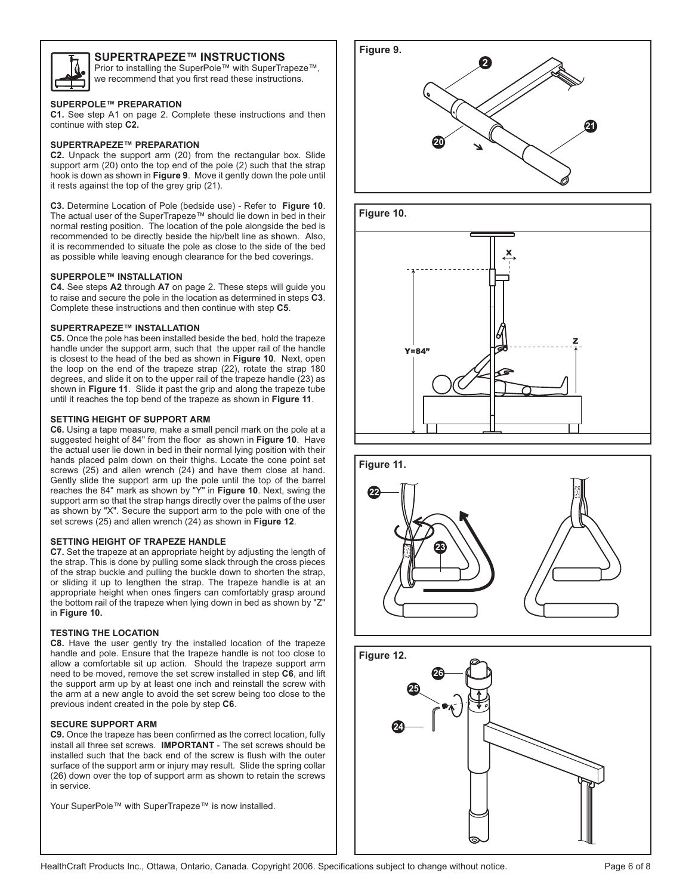# SUPERTRAPEZE™ INSTRUCTIONS

Prior to installing the SuperPole™ with SuperTrapeze™, we recommend that you first read these instructions.

### SUPERPOLE™ PREPARATION

**C1.** See step A1 on page 2. Complete these instructions and then continue with step **C2.**

### SUPERTRAPEZE™ PREPARATION

**C2.** Unpack the support arm (20) from the rectangular box. Slide support arm (20) onto the top end of the pole (2) such that the strap hook is down as shown in **Figure 9**. Move it gently down the pole until it rests against the top of the grey grip (21).

**C3.** Determine Location of Pole (bedside use) - Refer to **Figure 10**. The actual user of the SuperTrapeze™ should lie down in bed in their normal resting position. The location of the pole alongside the bed is recommended to be directly beside the hip/belt line as shown. Also, it is recommended to situate the pole as close to the side of the bed as possible while leaving enough clearance for the bed coverings.

### SUPERPOLE™ INSTALLATION

**C4.** See steps **A2** through **A7** on page 2. These steps will guide you to raise and secure the pole in the location as determined in steps **C3**. Complete these instructions and then continue with step **C5**.

### SUPERTRAPEZE™ INSTALLATION

**C5.** Once the pole has been installed beside the bed, hold the trapeze handle under the support arm, such that the upper rail of the handle is closest to the head of the bed as shown in **Figure 10**. Next, open the loop on the end of the trapeze strap (22), rotate the strap 180 degrees, and slide it on to the upper rail of the trapeze handle (23) as shown in **Figure 11**. Slide it past the grip and along the trapeze tube until it reaches the top bend of the trapeze as shown in **Figure 11**.

### SETTING HEIGHT OF SUPPORT ARM

**C6.** Using a tape measure, make a small pencil mark on the pole at a suggested height of 84" from the floor as shown in **Figure 10**. Have the actual user lie down in bed in their normal lying position with their hands placed palm down on their thighs. Locate the cone point set screws (25) and allen wrench (24) and have them close at hand. Gently slide the support arm up the pole until the top of the barrel reaches the 84" mark as shown by "Y" in **Figure 10**. Next, swing the support arm so that the strap hangs directly over the palms of the user as shown by "X". Secure the support arm to the pole with one of the set screws (25) and allen wrench (24) as shown in **Figure 12**.

### SETTING HEIGHT OF TRAPEZE HANDLE

**C7.** Set the trapeze at an appropriate height by adjusting the length of the strap. This is done by pulling some slack through the cross pieces of the strap buckle and pulling the buckle down to shorten the strap, or sliding it up to lengthen the strap. The trapeze handle is at an appropriate height when ones fingers can comfortably grasp around the bottom rail of the trapeze when lying down in bed as shown by "Z" in **Figure 10.**

### TESTING THE LOCATION

**C8.** Have the user gently try the installed location of the trapeze handle and pole. Ensure that the trapeze handle is not too close to allow a comfortable sit up action. Should the trapeze support arm need to be moved, remove the set screw installed in step **C6**, and lift the support arm up by at least one inch and reinstall the screw with the arm at a new angle to avoid the set screw being too close to the previous indent created in the pole by step **C6**.

### SECURE SUPPORT ARM

**C9.** Once the trapeze has been confirmed as the correct location, fully install all three set screws. **IMPORTANT** - The set screws should be installed such that the back end of the screw is flush with the outer surface of the support arm or injury may result. Slide the spring collar (26) down over the top of support arm as shown to retain the screws in service.

Your SuperPole™ with SuperTrapeze™ is now installed.

Figure 9.

Figure 10.

Figure 11.

Figure 12.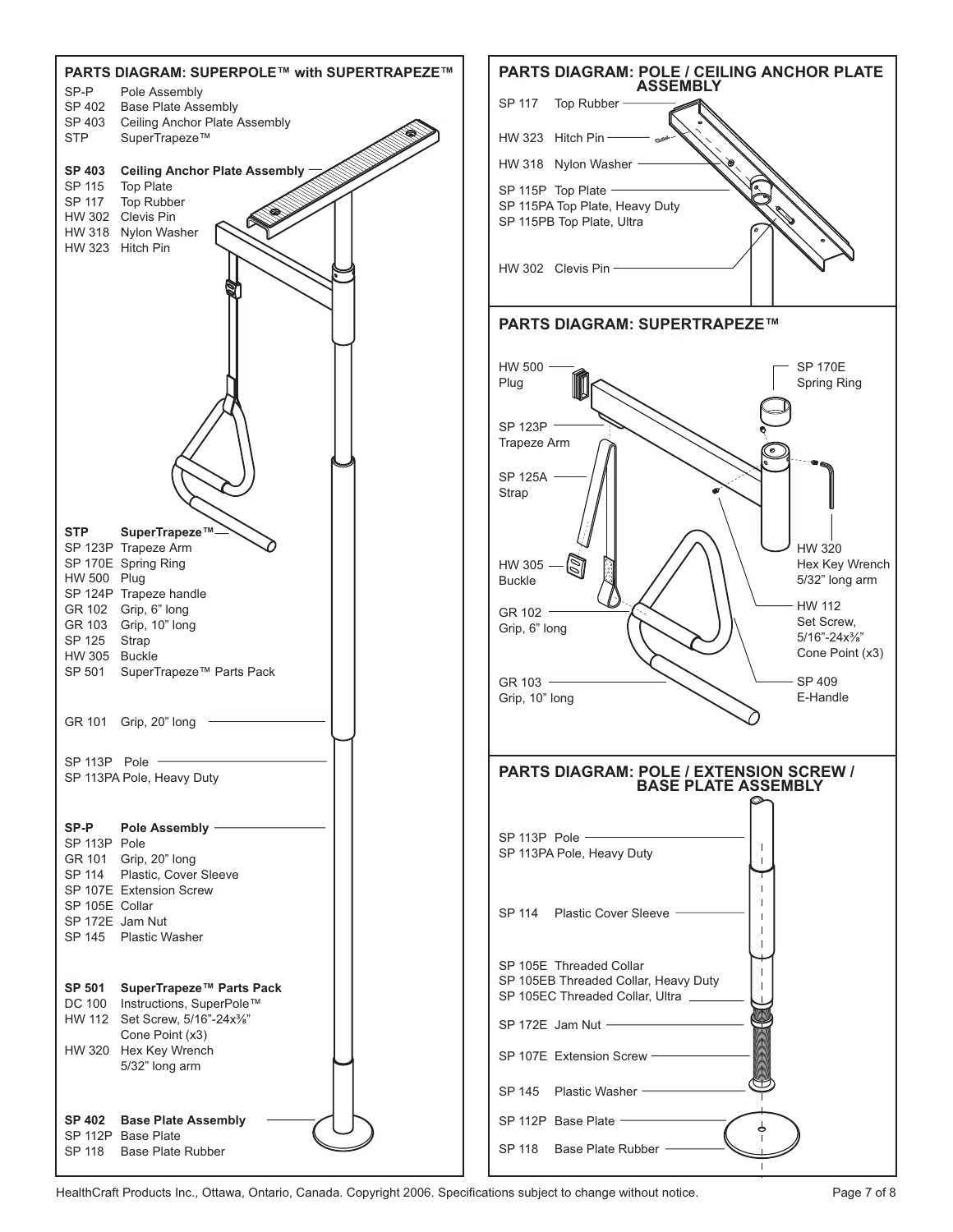## PARTS DIAGRAM: SUPERPOLE™ with SUPERTRAPEZE™

SP-P Pole Assembly
SP 402 Base Plate Assembly
SP 403 Ceiling Anchor Plate Assembly
STP SuperTrapeze™

**SP 403 Ceiling Anchor Plate Assembly**
SP 115 Top Plate
SP 117 Top Rubber
HW 302 Clevis Pin
HW 318 Nylon Washer
HW 323 Hitch Pin

**STP SuperTrapeze™**
SP 123P Trapeze Arm
SP 170E Spring Ring
HW 500 Plug
SP 124P Trapeze handle
GR 102 Grip, 6" long
GR 103 Grip, 10" long
SP 125 Strap
HW 305 Buckle
SP 501 SuperTrapeze™ Parts Pack

GR 101 Grip, 20" long

SP 113P Pole
SP 113PA Pole, Heavy Duty

**SP-P Pole Assembly**
SP 113P Pole
GR 101 Grip, 20" long
SP 114 Plastic, Cover Sleeve
SP 107E Extension Screw
SP 105E Collar
SP 172E Jam Nut
SP 145 Plastic Washer

**SP 501 SuperTrapeze™ Parts Pack**
DC 100 Instructions, SuperPole™
HW 112 Set Screw, 5/16"-24x⅜" Cone Point (x3)
HW 320 Hex Key Wrench 5/32" long arm

**SP 402 Base Plate Assembly**
SP 112P Base Plate
SP 118 Base Plate Rubber

## PARTS DIAGRAM: POLE / CEILING ANCHOR PLATE ASSEMBLY

SP 117 Top Rubber
HW 323 Hitch Pin
HW 318 Nylon Washer
SP 115P Top Plate
SP 115PA Top Plate, Heavy Duty
SP 115PB Top Plate, Ultra
HW 302 Clevis Pin

## PARTS DIAGRAM: SUPERTRAPEZE™

HW 500 Plug
SP 123P Trapeze Arm
SP 125A Strap
HW 305 Buckle
GR 102 Grip, 6" long
GR 103 Grip, 10" long
SP 170E Spring Ring
HW 320 Hex Key Wrench 5/32" long arm
HW 112 Set Screw, 5/16"-24x⅜" Cone Point (x3)
SP 409 E-Handle

## PARTS DIAGRAM: POLE / EXTENSION SCREW / BASE PLATE ASSEMBLY

SP 113P Pole
SP 113PA Pole, Heavy Duty
SP 114 Plastic Cover Sleeve
SP 105E Threaded Collar
SP 105EB Threaded Collar, Heavy Duty
SP 105EC Threaded Collar, Ultra
SP 172E Jam Nut
SP 107E Extension Screw
SP 145 Plastic Washer
SP 112P Base Plate
SP 118 Base Plate Rubber

HealthCraft Products Inc., Ottawa, Ontario, Canada. Copyright 2006. Specifications subject to change without notice.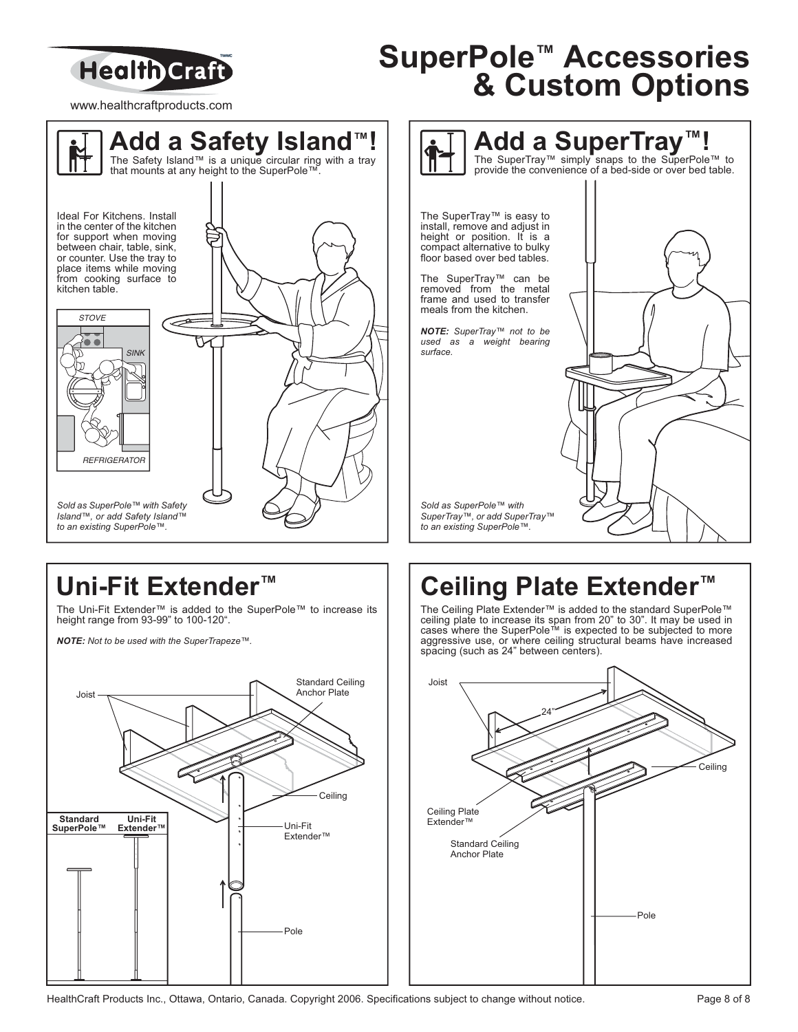# SuperPole™ Accessories & Custom Options

www.healthcraftproducts.com

## Add a Safety Island™!

The Safety Island™ is a unique circular ring with a tray that mounts at any height to the SuperPole™.

Ideal For Kitchens. Install in the center of the kitchen for support when moving between chair, table, sink, or counter. Use the tray to place items while moving from cooking surface to kitchen table.

STOVE

SINK

REFRIGERATOR

*Sold as SuperPole™ with Safety Island™, or add Safety Island™ to an existing SuperPole™.*

## Add a SuperTray™!

The SuperTray™ simply snaps to the SuperPole™ to provide the convenience of a bed-side or over bed table.

The SuperTray™ is easy to install, remove and adjust in height or position. It is a compact alternative to bulky floor based over bed tables.

The SuperTray™ can be removed from the metal frame and used to transfer meals from the kitchen.

***NOTE:*** *SuperTray™ not to be used as a weight bearing surface.*

*Sold as SuperPole™ with SuperTray™, or add SuperTray™ to an existing SuperPole™.*

## Uni-Fit Extender™

The Uni-Fit Extender™ is added to the SuperPole™ to increase its height range from 93-99" to 100-120".

***NOTE:*** *Not to be used with the SuperTrapeze™.*

Joist

Standard Ceiling Anchor Plate

Ceiling

Uni-Fit Extender™

Pole

Standard SuperPole™

Uni-Fit Extender™

## Ceiling Plate Extender™

The Ceiling Plate Extender™ is added to the standard SuperPole™ ceiling plate to increase its span from 20" to 30". It may be used in cases where the SuperPole™ is expected to be subjected to more aggressive use, or where ceiling structural beams have increased spacing (such as 24" between centers).

Joist

24"

Ceiling

Ceiling Plate Extender™

Standard Ceiling Anchor Plate

Pole

HealthCraft Products Inc., Ottawa, Ontario, Canada. Copyright 2006. Specifications subject to change without notice.